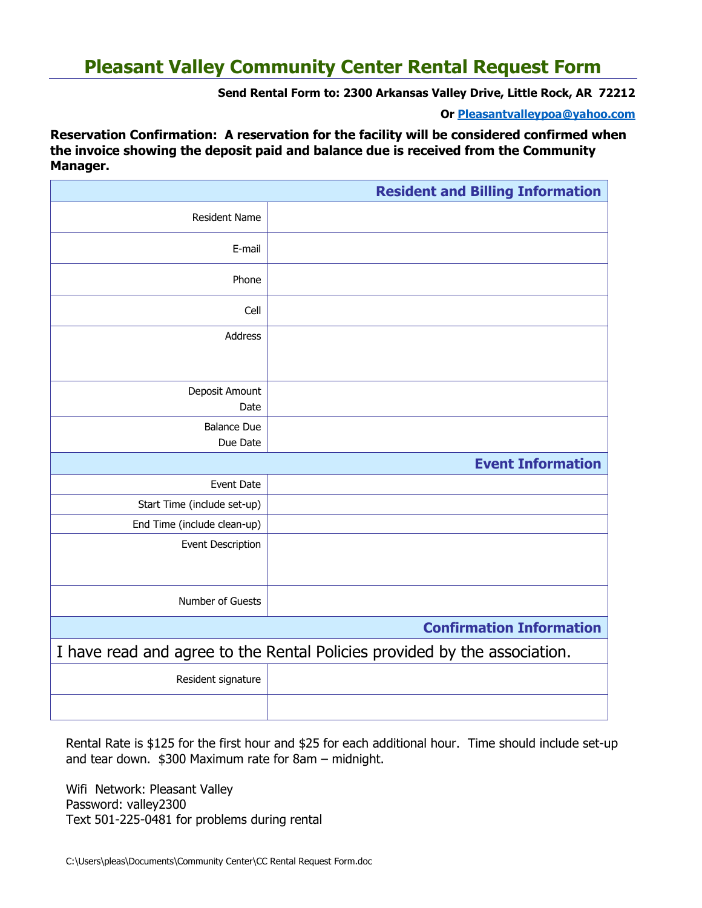# Pleasant Valley Community Center Rental Request Form

**Send Rental Form to: 2300 Arkansas Valley Drive, Little Rock, AR 72212**

**Or Pleasantvalleypoa@yahoo.com**

**Reservation Confirmation: A reservation for the facility will be considered confirmed when the invoice showing the deposit paid and balance due is received from the Community Manager.**

| | **Resident and Billing Information** |
|---|---|
| Resident Name | |
| E-mail | |
| Phone | |
| Cell | |
| Address | |
| Deposit Amount<br>Date | |
| Balance Due<br>Due Date | |
| | **Event Information** |
| Event Date | |
| Start Time (include set-up) | |
| End Time (include clean-up) | |
| Event Description | |
| Number of Guests | |
| | **Confirmation Information** |
| I have read and agree to the Rental Policies provided by the association. | |
| Resident signature | |
| | |

Rental Rate is $125 for the first hour and $25 for each additional hour. Time should include set-up and tear down. $300 Maximum rate for 8am – midnight.

Wifi Network: Pleasant Valley
Password: valley2300
Text 501-225-0481 for problems during rental

C:\Users\pleas\Documents\Community Center\CC Rental Request Form.doc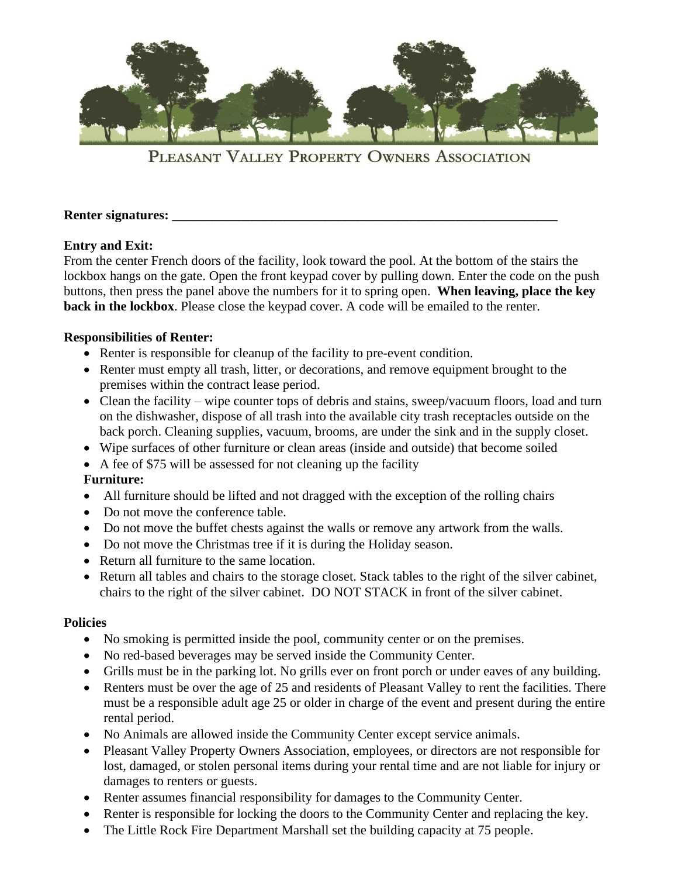Pleasant Valley Property Owners Association

**Renter signatures: ____________________________________________________________**

**Entry and Exit:**

From the center French doors of the facility, look toward the pool. At the bottom of the stairs the lockbox hangs on the gate. Open the front keypad cover by pulling down. Enter the code on the push buttons, then press the panel above the numbers for it to spring open. **When leaving, place the key back in the lockbox**. Please close the keypad cover. A code will be emailed to the renter.

**Responsibilities of Renter:**

- Renter is responsible for cleanup of the facility to pre-event condition.
- Renter must empty all trash, litter, or decorations, and remove equipment brought to the premises within the contract lease period.
- Clean the facility – wipe counter tops of debris and stains, sweep/vacuum floors, load and turn on the dishwasher, dispose of all trash into the available city trash receptacles outside on the back porch. Cleaning supplies, vacuum, brooms, are under the sink and in the supply closet.
- Wipe surfaces of other furniture or clean areas (inside and outside) that become soiled
- A fee of $75 will be assessed for not cleaning up the facility

**Furniture:**

- All furniture should be lifted and not dragged with the exception of the rolling chairs
- Do not move the conference table.
- Do not move the buffet chests against the walls or remove any artwork from the walls.
- Do not move the Christmas tree if it is during the Holiday season.
- Return all furniture to the same location.
- Return all tables and chairs to the storage closet. Stack tables to the right of the silver cabinet, chairs to the right of the silver cabinet. DO NOT STACK in front of the silver cabinet.

**Policies**

- No smoking is permitted inside the pool, community center or on the premises.
- No red-based beverages may be served inside the Community Center.
- Grills must be in the parking lot. No grills ever on front porch or under eaves of any building.
- Renters must be over the age of 25 and residents of Pleasant Valley to rent the facilities. There must be a responsible adult age 25 or older in charge of the event and present during the entire rental period.
- No Animals are allowed inside the Community Center except service animals.
- Pleasant Valley Property Owners Association, employees, or directors are not responsible for lost, damaged, or stolen personal items during your rental time and are not liable for injury or damages to renters or guests.
- Renter assumes financial responsibility for damages to the Community Center.
- Renter is responsible for locking the doors to the Community Center and replacing the key.
- The Little Rock Fire Department Marshall set the building capacity at 75 people.